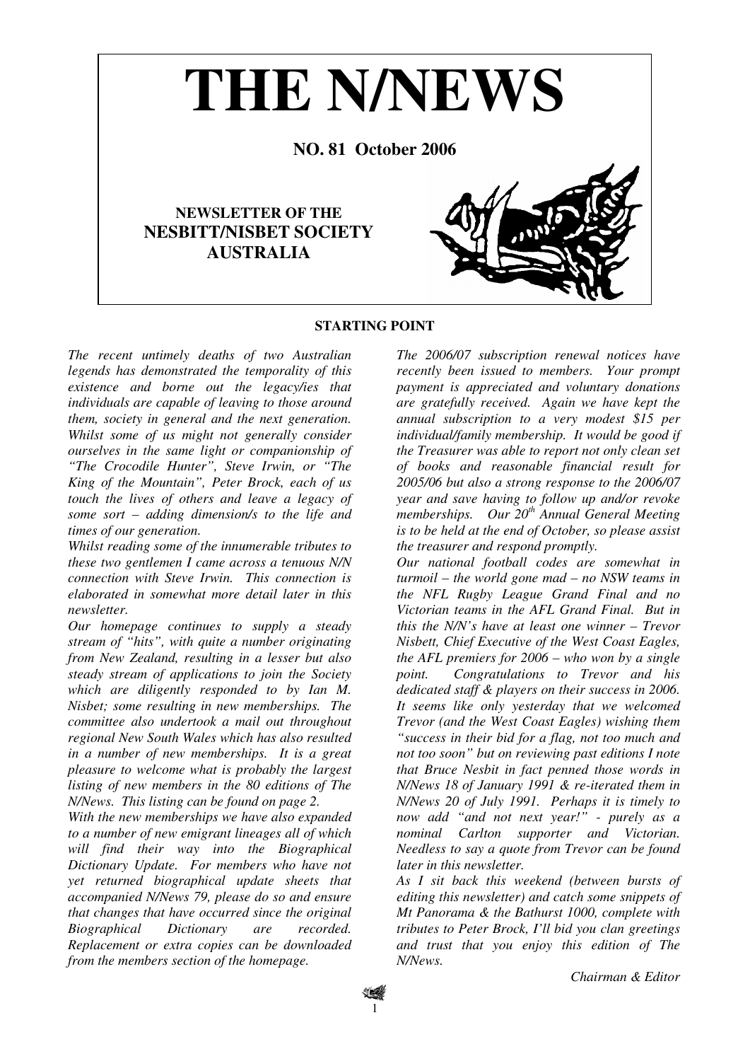# THE N/NEWS

**NO. 81 October 2006**

**NEWSLETTER OF THE**
**NESBITT/NISBET SOCIETY AUSTRALIA**

## STARTING POINT

*The recent untimely deaths of two Australian legends has demonstrated the temporality of this existence and borne out the legacy/ies that individuals are capable of leaving to those around them, society in general and the next generation. Whilst some of us might not generally consider ourselves in the same light or companionship of "The Crocodile Hunter", Steve Irwin, or "The King of the Mountain", Peter Brock, each of us touch the lives of others and leave a legacy of some sort – adding dimension/s to the life and times of our generation.*

*Whilst reading some of the innumerable tributes to these two gentlemen I came across a tenuous N/N connection with Steve Irwin. This connection is elaborated in somewhat more detail later in this newsletter.*

*Our homepage continues to supply a steady stream of "hits", with quite a number originating from New Zealand, resulting in a lesser but also steady stream of applications to join the Society which are diligently responded to by Ian M. Nisbet; some resulting in new memberships. The committee also undertook a mail out throughout regional New South Wales which has also resulted in a number of new memberships. It is a great pleasure to welcome what is probably the largest listing of new members in the 80 editions of The N/News. This listing can be found on page 2.*

*With the new memberships we have also expanded to a number of new emigrant lineages all of which will find their way into the Biographical Dictionary Update. For members who have not yet returned biographical update sheets that accompanied N/News 79, please do so and ensure that changes that have occurred since the original Biographical Dictionary are recorded. Replacement or extra copies can be downloaded from the members section of the homepage.*

*The 2006/07 subscription renewal notices have recently been issued to members. Your prompt payment is appreciated and voluntary donations are gratefully received. Again we have kept the annual subscription to a very modest $15 per individual/family membership. It would be good if the Treasurer was able to report not only clean set of books and reasonable financial result for 2005/06 but also a strong response to the 2006/07 year and save having to follow up and/or revoke memberships. Our 20th Annual General Meeting is to be held at the end of October, so please assist the treasurer and respond promptly.*

*Our national football codes are somewhat in turmoil – the world gone mad – no NSW teams in the NFL Rugby League Grand Final and no Victorian teams in the AFL Grand Final. But in this the N/N's have at least one winner – Trevor Nisbett, Chief Executive of the West Coast Eagles, the AFL premiers for 2006 – who won by a single point. Congratulations to Trevor and his dedicated staff & players on their success in 2006. It seems like only yesterday that we welcomed Trevor (and the West Coast Eagles) wishing them "success in their bid for a flag, not too much and not too soon" but on reviewing past editions I note that Bruce Nesbit in fact penned those words in N/News 18 of January 1991 & re-iterated them in N/News 20 of July 1991. Perhaps it is timely to now add "and not next year!" - purely as a nominal Carlton supporter and Victorian. Needless to say a quote from Trevor can be found later in this newsletter.*

*As I sit back this weekend (between bursts of editing this newsletter) and catch some snippets of Mt Panorama & the Bathurst 1000, complete with tributes to Peter Brock, I'll bid you clan greetings and trust that you enjoy this edition of The N/News.*

*Chairman & Editor*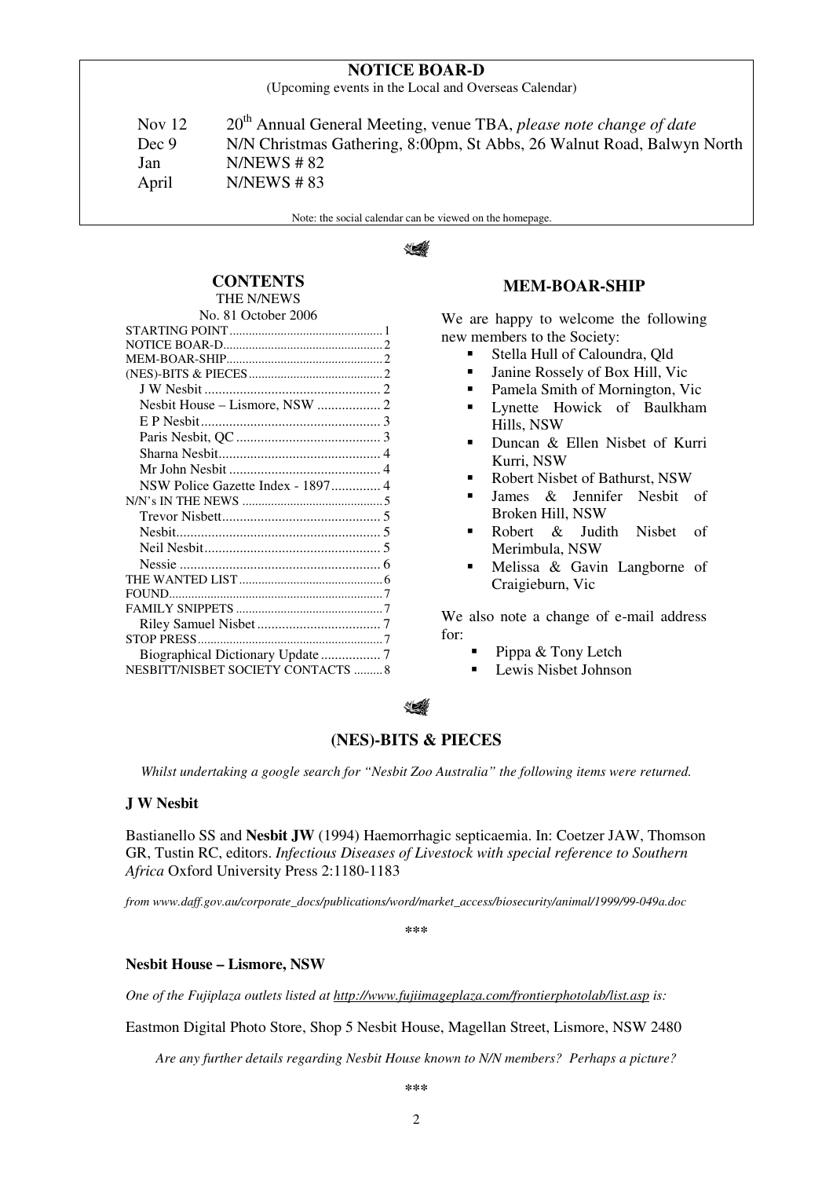## NOTICE BOAR-D

(Upcoming events in the Local and Overseas Calendar)

| | |
|---|---|
| Nov 12 | 20th Annual General Meeting, venue TBA, *please note change of date* |
| Dec 9 | N/N Christmas Gathering, 8:00pm, St Abbs, 26 Walnut Road, Balwyn North |
| Jan | N/NEWS # 82 |
| April | N/NEWS # 83 |

Note: the social calendar can be viewed on the homepage.

## CONTENTS

THE N/NEWS

No. 81 October 2006

| | |
|---|---|
| STARTING POINT | 1 |
| NOTICE BOAR-D | 2 |
| MEM-BOAR-SHIP | 2 |
| (NES)-BITS & PIECES | 2 |
| J W Nesbit | 2 |
| Nesbit House – Lismore, NSW | 2 |
| E P Nesbit | 3 |
| Paris Nesbit, QC | 3 |
| Sharna Nesbit | 4 |
| Mr John Nesbit | 4 |
| NSW Police Gazette Index - 1897 | 4 |
| N/N's IN THE NEWS | 5 |
| Trevor Nisbett | 5 |
| Nesbit | 5 |
| Neil Nesbit | 5 |
| Nessie | 6 |
| THE WANTED LIST | 6 |
| FOUND | 7 |
| FAMILY SNIPPETS | 7 |
| Riley Samuel Nisbet | 7 |
| STOP PRESS | 7 |
| Biographical Dictionary Update | 7 |
| NESBITT/NISBET SOCIETY CONTACTS | 8 |

## MEM-BOAR-SHIP

We are happy to welcome the following new members to the Society:

- Stella Hull of Caloundra, Qld
- Janine Rossely of Box Hill, Vic
- Pamela Smith of Mornington, Vic
- Lynette Howick of Baulkham Hills, NSW
- Duncan & Ellen Nisbet of Kurri Kurri, NSW
- Robert Nisbet of Bathurst, NSW
- James & Jennifer Nesbit of Broken Hill, NSW
- Robert & Judith Nisbet of Merimbula, NSW
- Melissa & Gavin Langborne of Craigieburn, Vic

We also note a change of e-mail address for:

- Pippa & Tony Letch
- Lewis Nisbet Johnson

## (NES)-BITS & PIECES

*Whilst undertaking a google search for "Nesbit Zoo Australia" the following items were returned.*

### J W Nesbit

Bastianello SS and **Nesbit JW** (1994) Haemorrhagic septicaemia. In: Coetzer JAW, Thomson GR, Tustin RC, editors. *Infectious Diseases of Livestock with special reference to Southern Africa* Oxford University Press 2:1180-1183

*from www.daff.gov.au/corporate_docs/publications/word/market_access/biosecurity/animal/1999/99-049a.doc*

\*\*\*

### Nesbit House – Lismore, NSW

*One of the Fujiplaza outlets listed at http://www.fujiimageplaza.com/frontierphotolab/list.asp is:*

Eastmon Digital Photo Store, Shop 5 Nesbit House, Magellan Street, Lismore, NSW 2480

*Are any further details regarding Nesbit House known to N/N members? Perhaps a picture?*

\*\*\*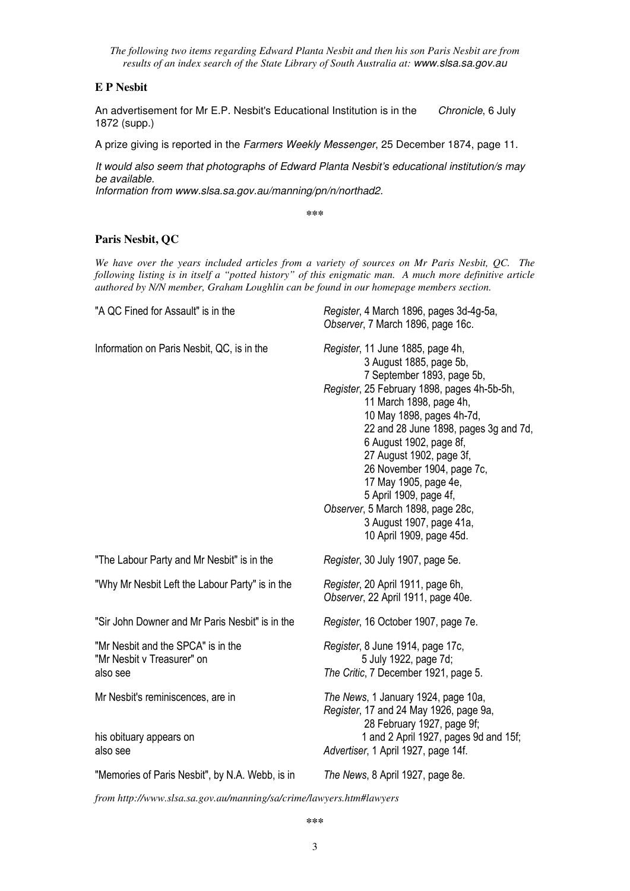*The following two items regarding Edward Planta Nesbit and then his son Paris Nesbit are from results of an index search of the State Library of South Australia at: www.slsa.sa.gov.au*

## E P Nesbit

An advertisement for Mr E.P. Nesbit's Educational Institution is in the *Chronicle*, 6 July 1872 (supp.)

A prize giving is reported in the *Farmers Weekly Messenger*, 25 December 1874, page 11.

*It would also seem that photographs of Edward Planta Nesbit's educational institution/s may be available.*
*Information from www.slsa.sa.gov.au/manning/pn/n/northad2.*

\*\*\*

## Paris Nesbit, QC

*We have over the years included articles from a variety of sources on Mr Paris Nesbit, QC. The following listing is in itself a "potted history" of this enigmatic man. A much more definitive article authored by N/N member, Graham Loughlin can be found in our homepage members section.*

| | |
|---|---|
| "A QC Fined for Assault" is in the | *Register*, 4 March 1896, pages 3d-4g-5a,<br>*Observer*, 7 March 1896, page 16c. |
| Information on Paris Nesbit, QC, is in the | *Register*, 11 June 1885, page 4h,<br>3 August 1885, page 5b,<br>7 September 1893, page 5b,<br>*Register*, 25 February 1898, pages 4h-5b-5h,<br>11 March 1898, page 4h,<br>10 May 1898, pages 4h-7d,<br>22 and 28 June 1898, pages 3g and 7d,<br>6 August 1902, page 8f,<br>27 August 1902, page 3f,<br>26 November 1904, page 7c,<br>17 May 1905, page 4e,<br>5 April 1909, page 4f,<br>*Observer*, 5 March 1898, page 28c,<br>3 August 1907, page 41a,<br>10 April 1909, page 45d. |
| "The Labour Party and Mr Nesbit" is in the | *Register*, 30 July 1907, page 5e. |
| "Why Mr Nesbit Left the Labour Party" is in the | *Register*, 20 April 1911, page 6h,<br>*Observer*, 22 April 1911, page 40e. |
| "Sir John Downer and Mr Paris Nesbit" is in the | *Register*, 16 October 1907, page 7e. |
| "Mr Nesbit and the SPCA" is in the<br>"Mr Nesbit v Treasurer" on<br>also see | *Register*, 8 June 1914, page 17c,<br>5 July 1922, page 7d;<br>*The Critic*, 7 December 1921, page 5. |
| Mr Nesbit's reminiscences, are in<br><br><br>his obituary appears on<br>also see | *The News*, 1 January 1924, page 10a,<br>*Register*, 17 and 24 May 1926, page 9a,<br>28 February 1927, page 9f;<br>1 and 2 April 1927, pages 9d and 15f;<br>*Advertiser*, 1 April 1927, page 14f. |
| "Memories of Paris Nesbit", by N.A. Webb, is in | *The News*, 8 April 1927, page 8e. |

*from http://www.slsa.sa.gov.au/manning/sa/crime/lawyers.htm#lawyers*

\*\*\*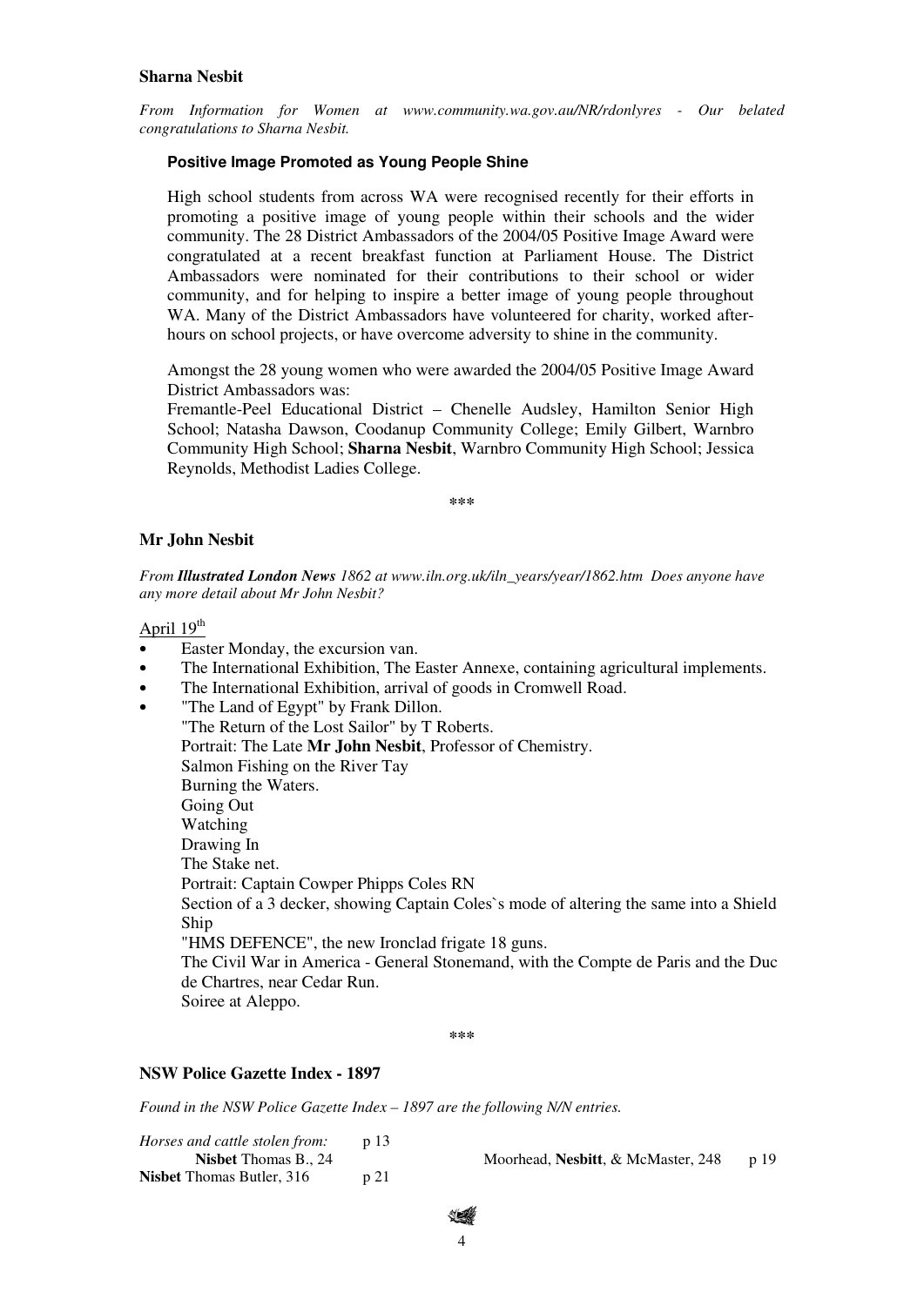**Sharna Nesbit**

*From Information for Women at www.community.wa.gov.au/NR/rdonlyres - Our belated congratulations to Sharna Nesbit.*

**Positive Image Promoted as Young People Shine**

High school students from across WA were recognised recently for their efforts in promoting a positive image of young people within their schools and the wider community. The 28 District Ambassadors of the 2004/05 Positive Image Award were congratulated at a recent breakfast function at Parliament House. The District Ambassadors were nominated for their contributions to their school or wider community, and for helping to inspire a better image of young people throughout WA. Many of the District Ambassadors have volunteered for charity, worked after-hours on school projects, or have overcome adversity to shine in the community.

Amongst the 28 young women who were awarded the 2004/05 Positive Image Award District Ambassadors was:
Fremantle-Peel Educational District – Chenelle Audsley, Hamilton Senior High School; Natasha Dawson, Coodanup Community College; Emily Gilbert, Warnbro Community High School; **Sharna Nesbit**, Warnbro Community High School; Jessica Reynolds, Methodist Ladies College.

\*\*\*

**Mr John Nesbit**

*From* ***Illustrated London News*** *1862 at www.iln.org.uk/iln_years/year/1862.htm Does anyone have any more detail about Mr John Nesbit?*

April 19th

- Easter Monday, the excursion van.
- The International Exhibition, The Easter Annexe, containing agricultural implements.
- The International Exhibition, arrival of goods in Cromwell Road.
- "The Land of Egypt" by Frank Dillon.
  "The Return of the Lost Sailor" by T Roberts.
  Portrait: The Late **Mr John Nesbit**, Professor of Chemistry.
  Salmon Fishing on the River Tay
  Burning the Waters.
  Going Out
  Watching
  Drawing In
  The Stake net.
  Portrait: Captain Cowper Phipps Coles RN
  Section of a 3 decker, showing Captain Coles`s mode of altering the same into a Shield Ship
  "HMS DEFENCE", the new Ironclad frigate 18 guns.
  The Civil War in America - General Stonemand, with the Compte de Paris and the Duc de Chartres, near Cedar Run.
  Soiree at Aleppo.

\*\*\*

**NSW Police Gazette Index - 1897**

*Found in the NSW Police Gazette Index – 1897 are the following N/N entries.*

*Horses and cattle stolen from:* p 13
**Nisbet** Thomas B., 24
**Nisbet** Thomas Butler, 316 p 21

Moorhead, **Nesbitt**, & McMaster, 248 p 19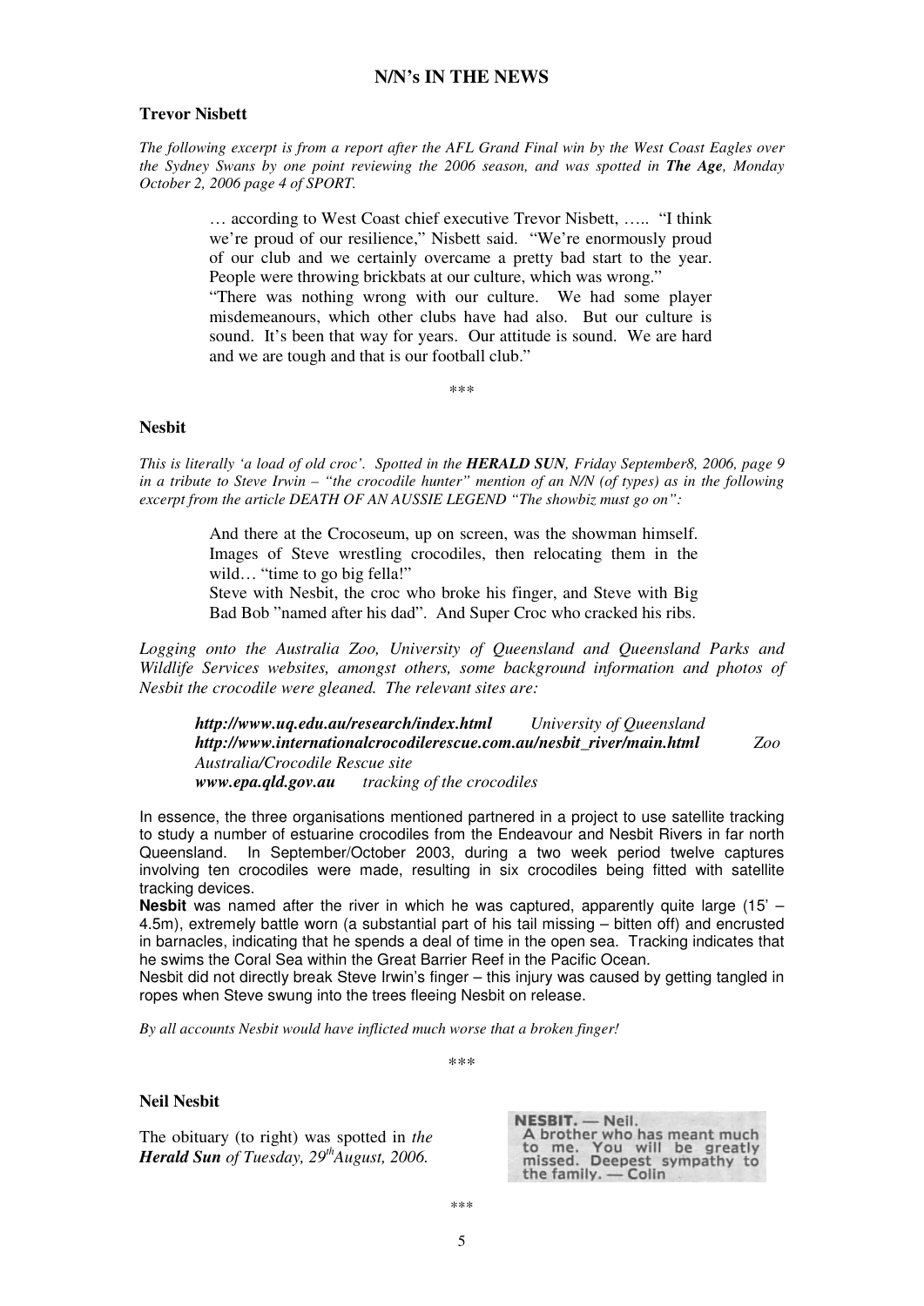## N/N's IN THE NEWS

### Trevor Nisbett

*The following excerpt is from a report after the AFL Grand Final win by the West Coast Eagles over the Sydney Swans by one point reviewing the 2006 season, and was spotted in **The Age**, Monday October 2, 2006 page 4 of SPORT.*

> … according to West Coast chief executive Trevor Nisbett, ….. "I think we're proud of our resilience," Nisbett said. "We're enormously proud of our club and we certainly overcame a pretty bad start to the year. People were throwing brickbats at our culture, which was wrong."
>
> "There was nothing wrong with our culture. We had some player misdemeanours, which other clubs have had also. But our culture is sound. It's been that way for years. Our attitude is sound. We are hard and we are tough and that is our football club."

\*\*\*

### Nesbit

*This is literally 'a load of old croc'. Spotted in the **HERALD SUN**, Friday September8, 2006, page 9 in a tribute to Steve Irwin – "the crocodile hunter" mention of an N/N (of types) as in the following excerpt from the article DEATH OF AN AUSSIE LEGEND "The showbiz must go on":*

> And there at the Crocoseum, up on screen, was the showman himself. Images of Steve wrestling crocodiles, then relocating them in the wild… "time to go big fella!"
>
> Steve with Nesbit, the croc who broke his finger, and Steve with Big Bad Bob "named after his dad". And Super Croc who cracked his ribs.

*Logging onto the Australia Zoo, University of Queensland and Queensland Parks and Wildlife Services websites, amongst others, some background information and photos of Nesbit the crocodile were gleaned. The relevant sites are:*

> ***http://www.uq.edu.au/research/index.html*** *University of Queensland*
> ***http://www.internationalcrocodilerescue.com.au/nesbit_river/main.html*** *Zoo Australia/Crocodile Rescue site*
> ***www.epa.qld.gov.au*** *tracking of the crocodiles*

In essence, the three organisations mentioned partnered in a project to use satellite tracking to study a number of estuarine crocodiles from the Endeavour and Nesbit Rivers in far north Queensland. In September/October 2003, during a two week period twelve captures involving ten crocodiles were made, resulting in six crocodiles being fitted with satellite tracking devices.

**Nesbit** was named after the river in which he was captured, apparently quite large (15' – 4.5m), extremely battle worn (a substantial part of his tail missing – bitten off) and encrusted in barnacles, indicating that he spends a deal of time in the open sea. Tracking indicates that he swims the Coral Sea within the Great Barrier Reef in the Pacific Ocean.

Nesbit did not directly break Steve Irwin's finger – this injury was caused by getting tangled in ropes when Steve swung into the trees fleeing Nesbit on release.

*By all accounts Nesbit would have inflicted much worse that a broken finger!*

\*\*\*

### Neil Nesbit

The obituary (to right) was spotted in *the **Herald Sun** of Tuesday, 29th August, 2006.*

> **NESBIT. — Neil.**
> A brother who has meant much to me. You will be greatly missed. Deepest sympathy to the family. — Colin

\*\*\*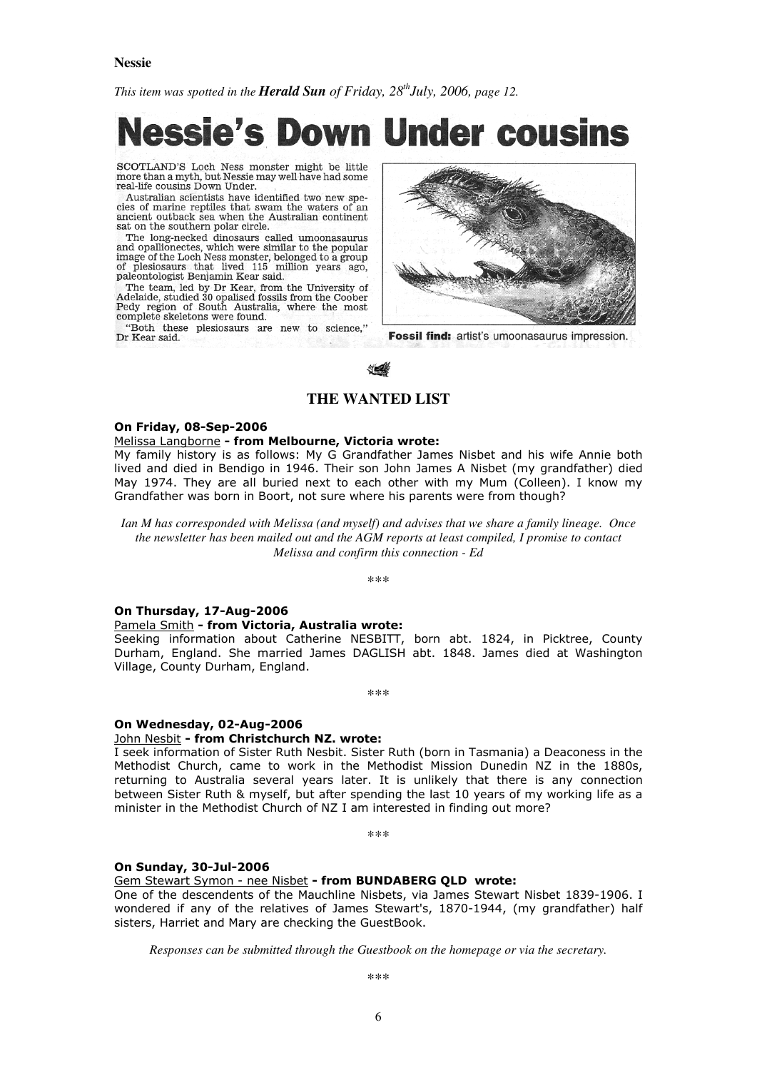**Nessie**

*This item was spotted in the* ***Herald Sun*** *of Friday, 28th July, 2006, page 12.*

# Nessie's Down Under cousins

SCOTLAND'S Loch Ness monster might be little more than a myth, but Nessie may well have had some real-life cousins Down Under.

Australian scientists have identified two new species of marine reptiles that swam the waters of an ancient outback sea when the Australian continent sat on the southern polar circle.

The long-necked dinosaurs called umoonasaurus and opallionectes, which were similar to the popular image of the Loch Ness monster, belonged to a group of plesiosaurs that lived 115 million years ago, paleontologist Benjamin Kear said.

The team, led by Dr Kear, from the University of Adelaide, studied 30 opalised fossils from the Coober Pedy region of South Australia, where the most complete skeletons were found.

"Both these plesiosaurs are new to science," Dr Kear said.

**Fossil find:** artist's umoonasaurus impression.

## THE WANTED LIST

**On Friday, 08-Sep-2006**
Melissa Langborne **- from Melbourne, Victoria wrote:**
My family history is as follows: My G Grandfather James Nisbet and his wife Annie both lived and died in Bendigo in 1946. Their son John James A Nisbet (my grandfather) died May 1974. They are all buried next to each other with my Mum (Colleen). I know my Grandfather was born in Boort, not sure where his parents were from though?

*Ian M has corresponded with Melissa (and myself) and advises that we share a family lineage. Once the newsletter has been mailed out and the AGM reports at least compiled, I promise to contact Melissa and confirm this connection - Ed*

\*\*\*

**On Thursday, 17-Aug-2006**
Pamela Smith **- from Victoria, Australia wrote:**
Seeking information about Catherine NESBITT, born abt. 1824, in Picktree, County Durham, England. She married James DAGLISH abt. 1848. James died at Washington Village, County Durham, England.

\*\*\*

**On Wednesday, 02-Aug-2006**
John Nesbit **- from Christchurch NZ. wrote:**
I seek information of Sister Ruth Nesbit. Sister Ruth (born in Tasmania) a Deaconess in the Methodist Church, came to work in the Methodist Mission Dunedin NZ in the 1880s, returning to Australia several years later. It is unlikely that there is any connection between Sister Ruth & myself, but after spending the last 10 years of my working life as a minister in the Methodist Church of NZ I am interested in finding out more?

\*\*\*

**On Sunday, 30-Jul-2006**
Gem Stewart Symon - nee Nisbet **- from BUNDABERG QLD wrote:**
One of the descendents of the Mauchline Nisbets, via James Stewart Nisbet 1839-1906. I wondered if any of the relatives of James Stewart's, 1870-1944, (my grandfather) half sisters, Harriet and Mary are checking the GuestBook.

*Responses can be submitted through the Guestbook on the homepage or via the secretary.*

\*\*\*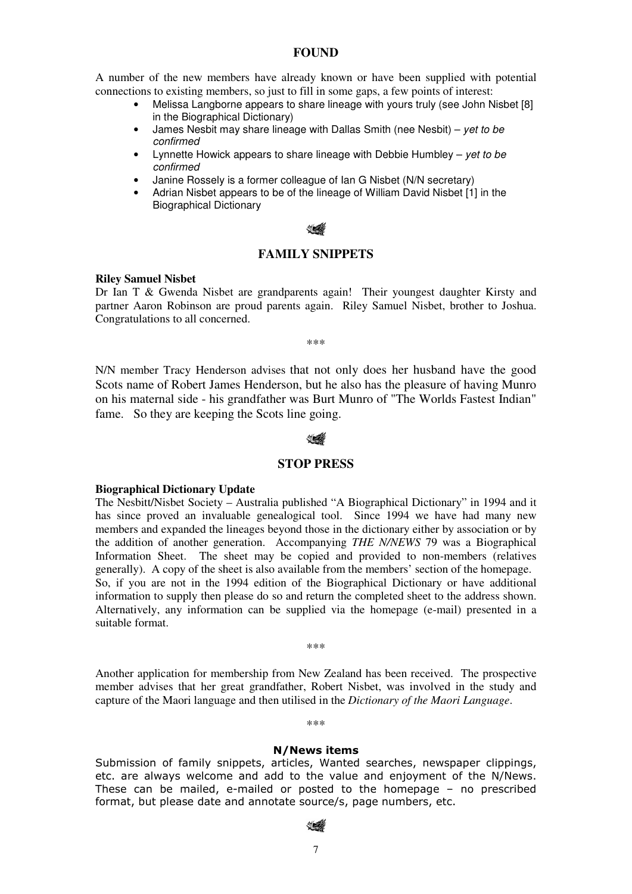## FOUND

A number of the new members have already known or have been supplied with potential connections to existing members, so just to fill in some gaps, a few points of interest:

- Melissa Langborne appears to share lineage with yours truly (see John Nisbet [8] in the Biographical Dictionary)
- James Nesbit may share lineage with Dallas Smith (nee Nesbit) – *yet to be confirmed*
- Lynnette Howick appears to share lineage with Debbie Humbley – *yet to be confirmed*
- Janine Rossely is a former colleague of Ian G Nisbet (N/N secretary)
- Adrian Nisbet appears to be of the lineage of William David Nisbet [1] in the Biographical Dictionary

## FAMILY SNIPPETS

**Riley Samuel Nisbet**

Dr Ian T & Gwenda Nisbet are grandparents again! Their youngest daughter Kirsty and partner Aaron Robinson are proud parents again. Riley Samuel Nisbet, brother to Joshua. Congratulations to all concerned.

\*\*\*

N/N member Tracy Henderson advises that not only does her husband have the good Scots name of Robert James Henderson, but he also has the pleasure of having Munro on his maternal side - his grandfather was Burt Munro of "The Worlds Fastest Indian" fame. So they are keeping the Scots line going.

## STOP PRESS

**Biographical Dictionary Update**

The Nesbitt/Nisbet Society – Australia published "A Biographical Dictionary" in 1994 and it has since proved an invaluable genealogical tool. Since 1994 we have had many new members and expanded the lineages beyond those in the dictionary either by association or by the addition of another generation. Accompanying *THE N/NEWS* 79 was a Biographical Information Sheet. The sheet may be copied and provided to non-members (relatives generally). A copy of the sheet is also available from the members' section of the homepage.
So, if you are not in the 1994 edition of the Biographical Dictionary or have additional information to supply then please do so and return the completed sheet to the address shown. Alternatively, any information can be supplied via the homepage (e-mail) presented in a suitable format.

\*\*\*

Another application for membership from New Zealand has been received. The prospective member advises that her great grandfather, Robert Nisbet, was involved in the study and capture of the Maori language and then utilised in the *Dictionary of the Maori Language*.

\*\*\*

**N/News items**

Submission of family snippets, articles, Wanted searches, newspaper clippings, etc. are always welcome and add to the value and enjoyment of the N/News. These can be mailed, e-mailed or posted to the homepage – no prescribed format, but please date and annotate source/s, page numbers, etc.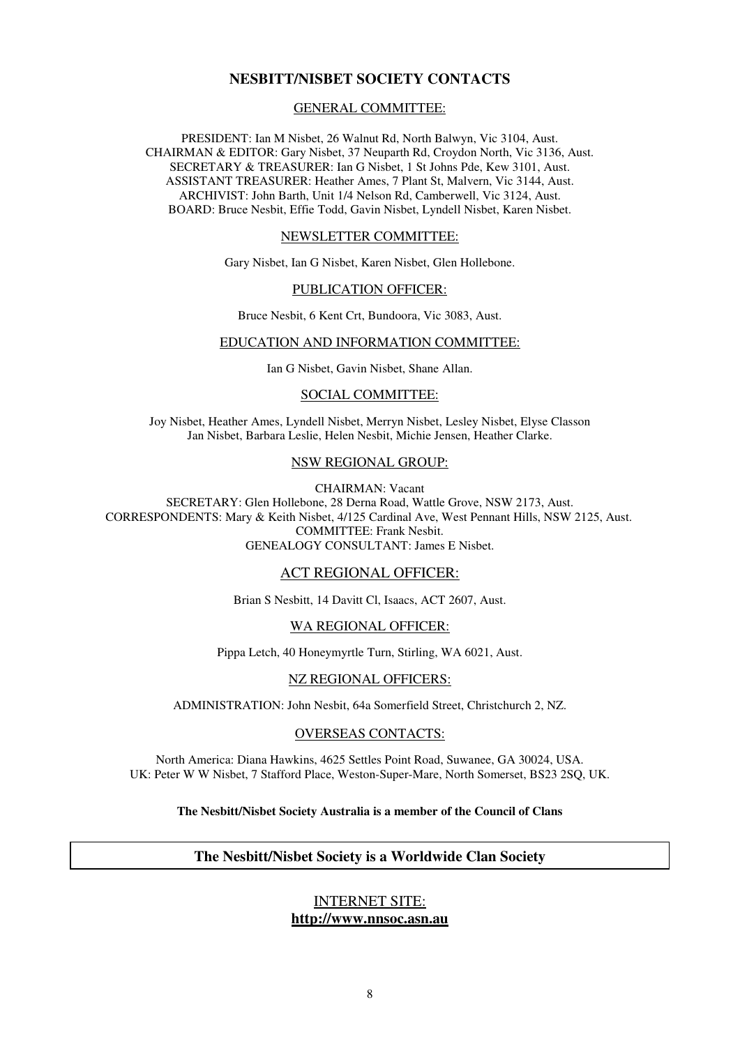# NESBITT/NISBET SOCIETY CONTACTS

## GENERAL COMMITTEE:

PRESIDENT: Ian M Nisbet, 26 Walnut Rd, North Balwyn, Vic 3104, Aust.
CHAIRMAN & EDITOR: Gary Nisbet, 37 Neuparth Rd, Croydon North, Vic 3136, Aust.
SECRETARY & TREASURER: Ian G Nisbet, 1 St Johns Pde, Kew 3101, Aust.
ASSISTANT TREASURER: Heather Ames, 7 Plant St, Malvern, Vic 3144, Aust.
ARCHIVIST: John Barth, Unit 1/4 Nelson Rd, Camberwell, Vic 3124, Aust.
BOARD: Bruce Nesbit, Effie Todd, Gavin Nisbet, Lyndell Nisbet, Karen Nisbet.

## NEWSLETTER COMMITTEE:

Gary Nisbet, Ian G Nisbet, Karen Nisbet, Glen Hollebone.

## PUBLICATION OFFICER:

Bruce Nesbit, 6 Kent Crt, Bundoora, Vic 3083, Aust.

## EDUCATION AND INFORMATION COMMITTEE:

Ian G Nisbet, Gavin Nisbet, Shane Allan.

## SOCIAL COMMITTEE:

Joy Nisbet, Heather Ames, Lyndell Nisbet, Merryn Nisbet, Lesley Nisbet, Elyse Classon
Jan Nisbet, Barbara Leslie, Helen Nesbit, Michie Jensen, Heather Clarke.

## NSW REGIONAL GROUP:

CHAIRMAN: Vacant
SECRETARY: Glen Hollebone, 28 Derna Road, Wattle Grove, NSW 2173, Aust.
CORRESPONDENTS: Mary & Keith Nisbet, 4/125 Cardinal Ave, West Pennant Hills, NSW 2125, Aust.
COMMITTEE: Frank Nesbit.
GENEALOGY CONSULTANT: James E Nisbet.

## ACT REGIONAL OFFICER:

Brian S Nesbitt, 14 Davitt Cl, Isaacs, ACT 2607, Aust.

## WA REGIONAL OFFICER:

Pippa Letch, 40 Honeymyrtle Turn, Stirling, WA 6021, Aust.

## NZ REGIONAL OFFICERS:

ADMINISTRATION: John Nesbit, 64a Somerfield Street, Christchurch 2, NZ.

## OVERSEAS CONTACTS:

North America: Diana Hawkins, 4625 Settles Point Road, Suwanee, GA 30024, USA.
UK: Peter W W Nisbet, 7 Stafford Place, Weston-Super-Mare, North Somerset, BS23 2SQ, UK.

**The Nesbitt/Nisbet Society Australia is a member of the Council of Clans**

**The Nesbitt/Nisbet Society is a Worldwide Clan Society**

INTERNET SITE:
**http://www.nnsoc.asn.au**